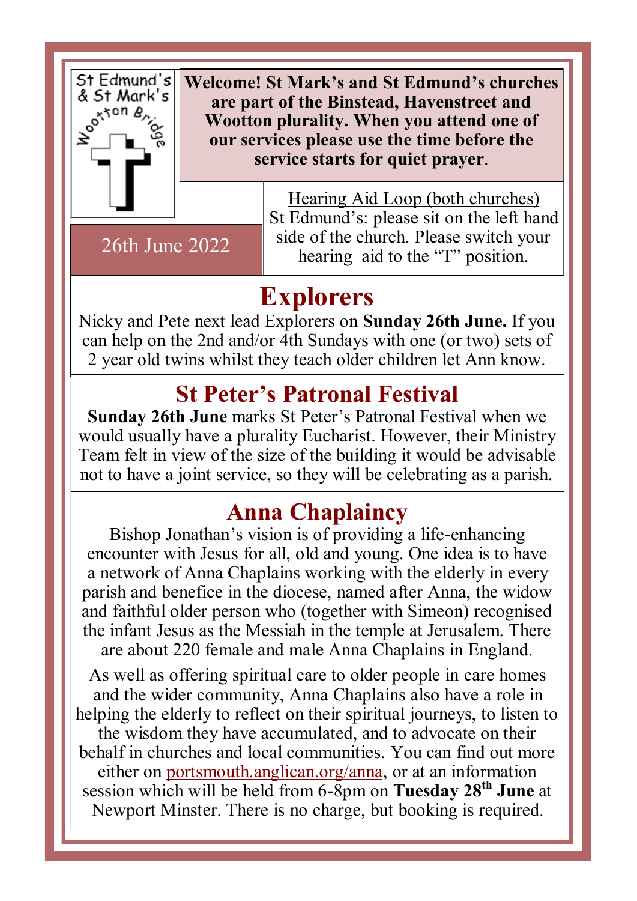St Edmund's & St Mark's Wootton Bridge

**Welcome! St Mark's and St Edmund's churches are part of the Binstead, Havenstreet and Wootton plurality. When you attend one of our services please use the time before the service starts for quiet prayer**.

26th June 2022

Hearing Aid Loop (both churches)
St Edmund's: please sit on the left hand side of the church. Please switch your hearing aid to the "T" position.

## Explorers

Nicky and Pete next lead Explorers on **Sunday 26th June.** If you can help on the 2nd and/or 4th Sundays with one (or two) sets of 2 year old twins whilst they teach older children let Ann know.

## St Peter's Patronal Festival

**Sunday 26th June** marks St Peter's Patronal Festival when we would usually have a plurality Eucharist. However, their Ministry Team felt in view of the size of the building it would be advisable not to have a joint service, so they will be celebrating as a parish.

## Anna Chaplaincy

Bishop Jonathan's vision is of providing a life-enhancing encounter with Jesus for all, old and young. One idea is to have a network of Anna Chaplains working with the elderly in every parish and benefice in the diocese, named after Anna, the widow and faithful older person who (together with Simeon) recognised the infant Jesus as the Messiah in the temple at Jerusalem. There are about 220 female and male Anna Chaplains in England.

As well as offering spiritual care to older people in care homes and the wider community, Anna Chaplains also have a role in helping the elderly to reflect on their spiritual journeys, to listen to the wisdom they have accumulated, and to advocate on their behalf in churches and local communities. You can find out more either on portsmouth.anglican.org/anna, or at an information session which will be held from 6-8pm on **Tuesday 28th June** at Newport Minster. There is no charge, but booking is required.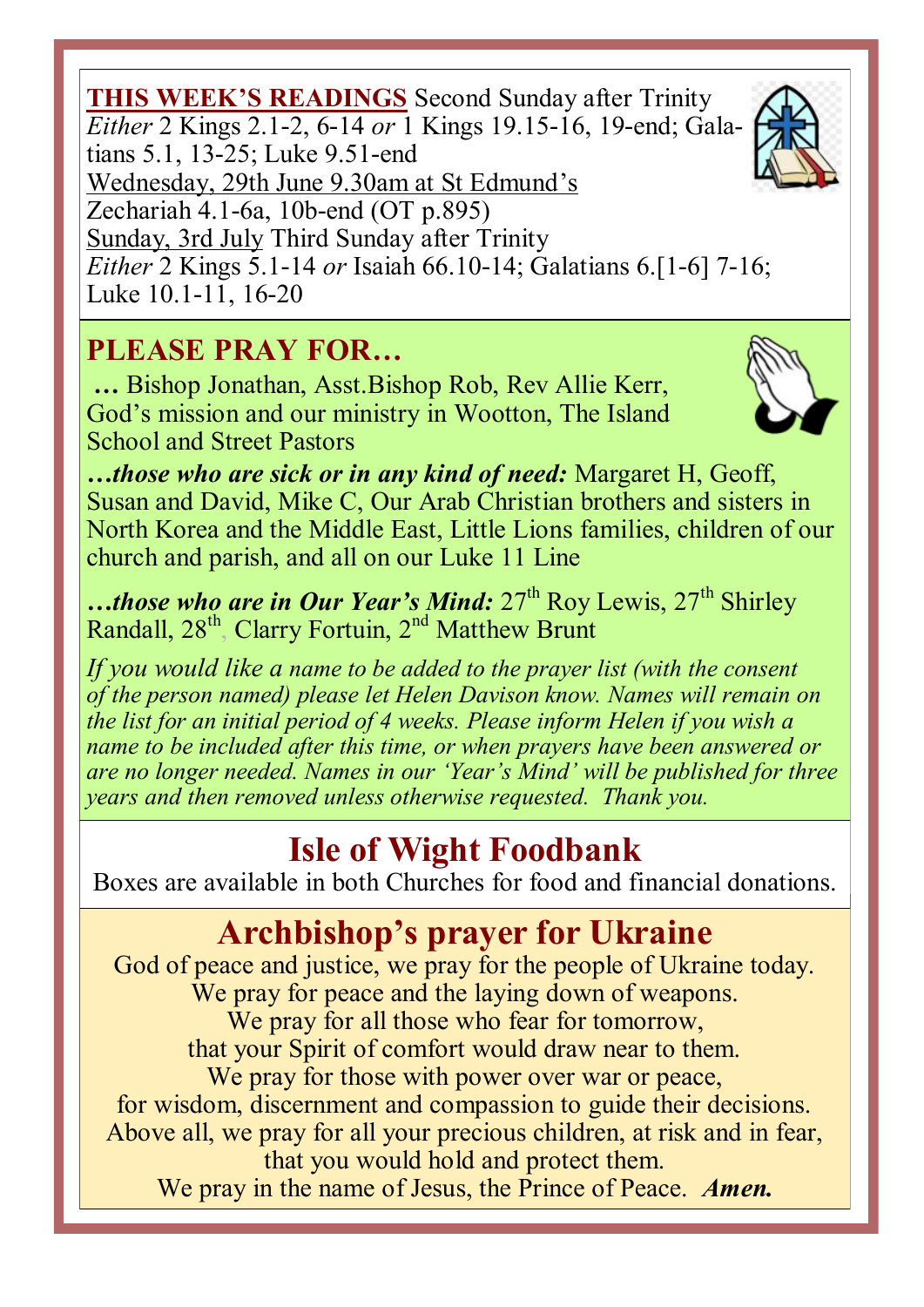**THIS WEEK'S READINGS** Second Sunday after Trinity

*Either* 2 Kings 2.1-2, 6-14 *or* 1 Kings 19.15-16, 19-end; Galatians 5.1, 13-25; Luke 9.51-end

Wednesday, 29th June 9.30am at St Edmund's

Zechariah 4.1-6a, 10b-end (OT p.895)

Sunday, 3rd July Third Sunday after Trinity

*Either* 2 Kings 5.1-14 *or* Isaiah 66.10-14; Galatians 6.[1-6] 7-16; Luke 10.1-11, 16-20

## PLEASE PRAY FOR…

**…** Bishop Jonathan, Asst.Bishop Rob, Rev Allie Kerr, God's mission and our ministry in Wootton, The Island School and Street Pastors

***…those who are sick or in any kind of need:*** Margaret H, Geoff, Susan and David, Mike C, Our Arab Christian brothers and sisters in North Korea and the Middle East, Little Lions families, children of our church and parish, and all on our Luke 11 Line

***…those who are in Our Year's Mind:*** 27th Roy Lewis, 27th Shirley Randall, 28th, Clarry Fortuin, 2nd Matthew Brunt

*If you would like a name to be added to the prayer list (with the consent of the person named) please let Helen Davison know. Names will remain on the list for an initial period of 4 weeks. Please inform Helen if you wish a name to be included after this time, or when prayers have been answered or are no longer needed. Names in our 'Year's Mind' will be published for three years and then removed unless otherwise requested. Thank you.*

## Isle of Wight Foodbank

Boxes are available in both Churches for food and financial donations.

## Archbishop's prayer for Ukraine

God of peace and justice, we pray for the people of Ukraine today.
We pray for peace and the laying down of weapons.
We pray for all those who fear for tomorrow,
that your Spirit of comfort would draw near to them.
We pray for those with power over war or peace,
for wisdom, discernment and compassion to guide their decisions.
Above all, we pray for all your precious children, at risk and in fear,
that you would hold and protect them.
We pray in the name of Jesus, the Prince of Peace. ***Amen.***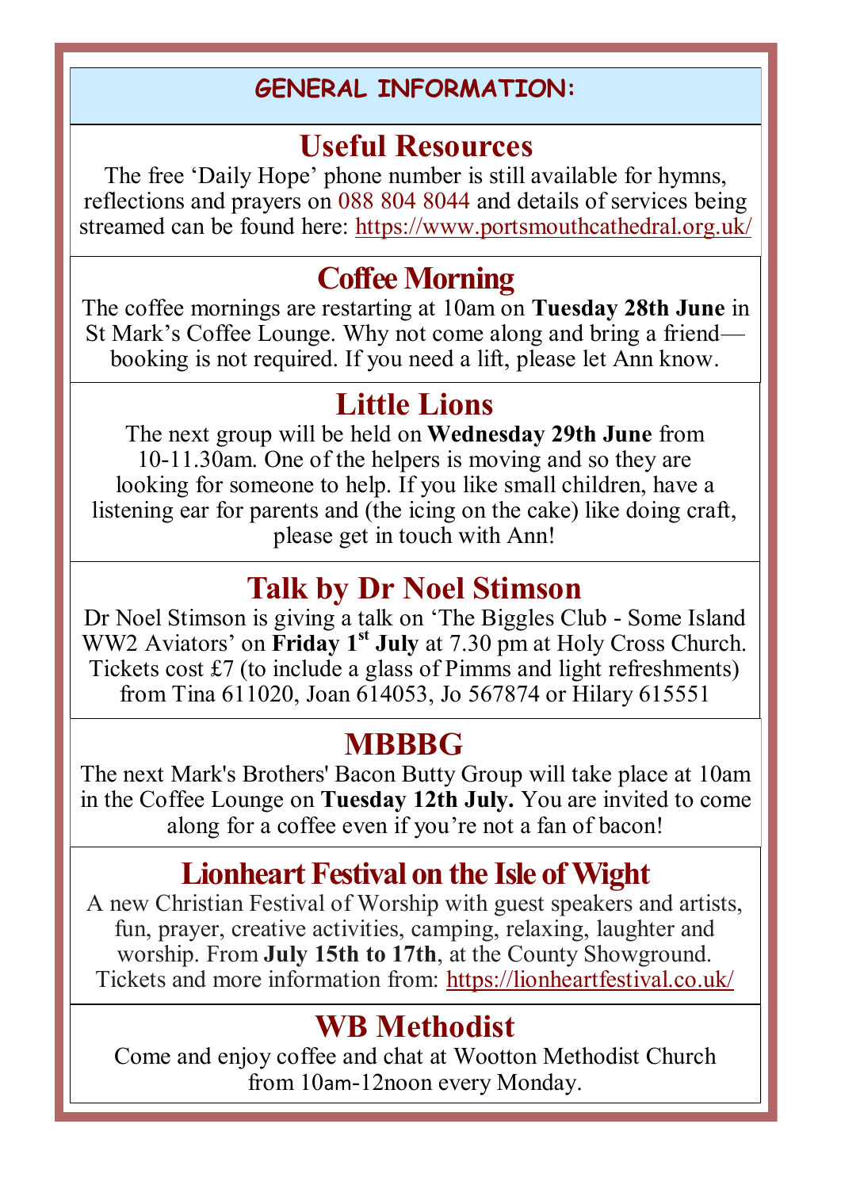## GENERAL INFORMATION:

### Useful Resources

The free 'Daily Hope' phone number is still available for hymns, reflections and prayers on 088 804 8044 and details of services being streamed can be found here: https://www.portsmouthcathedral.org.uk/

### Coffee Morning

The coffee mornings are restarting at 10am on **Tuesday 28th June** in St Mark's Coffee Lounge. Why not come along and bring a friend—booking is not required. If you need a lift, please let Ann know.

### Little Lions

The next group will be held on **Wednesday 29th June** from 10-11.30am. One of the helpers is moving and so they are looking for someone to help. If you like small children, have a listening ear for parents and (the icing on the cake) like doing craft, please get in touch with Ann!

### Talk by Dr Noel Stimson

Dr Noel Stimson is giving a talk on 'The Biggles Club - Some Island WW2 Aviators' on **Friday 1st July** at 7.30 pm at Holy Cross Church. Tickets cost £7 (to include a glass of Pimms and light refreshments) from Tina 611020, Joan 614053, Jo 567874 or Hilary 615551

### MBBBG

The next Mark's Brothers' Bacon Butty Group will take place at 10am in the Coffee Lounge on **Tuesday 12th July.** You are invited to come along for a coffee even if you're not a fan of bacon!

### Lionheart Festival on the Isle of Wight

A new Christian Festival of Worship with guest speakers and artists, fun, prayer, creative activities, camping, relaxing, laughter and worship. From **July 15th to 17th**, at the County Showground. Tickets and more information from: https://lionheartfestival.co.uk/

### WB Methodist

Come and enjoy coffee and chat at Wootton Methodist Church from 10am-12noon every Monday.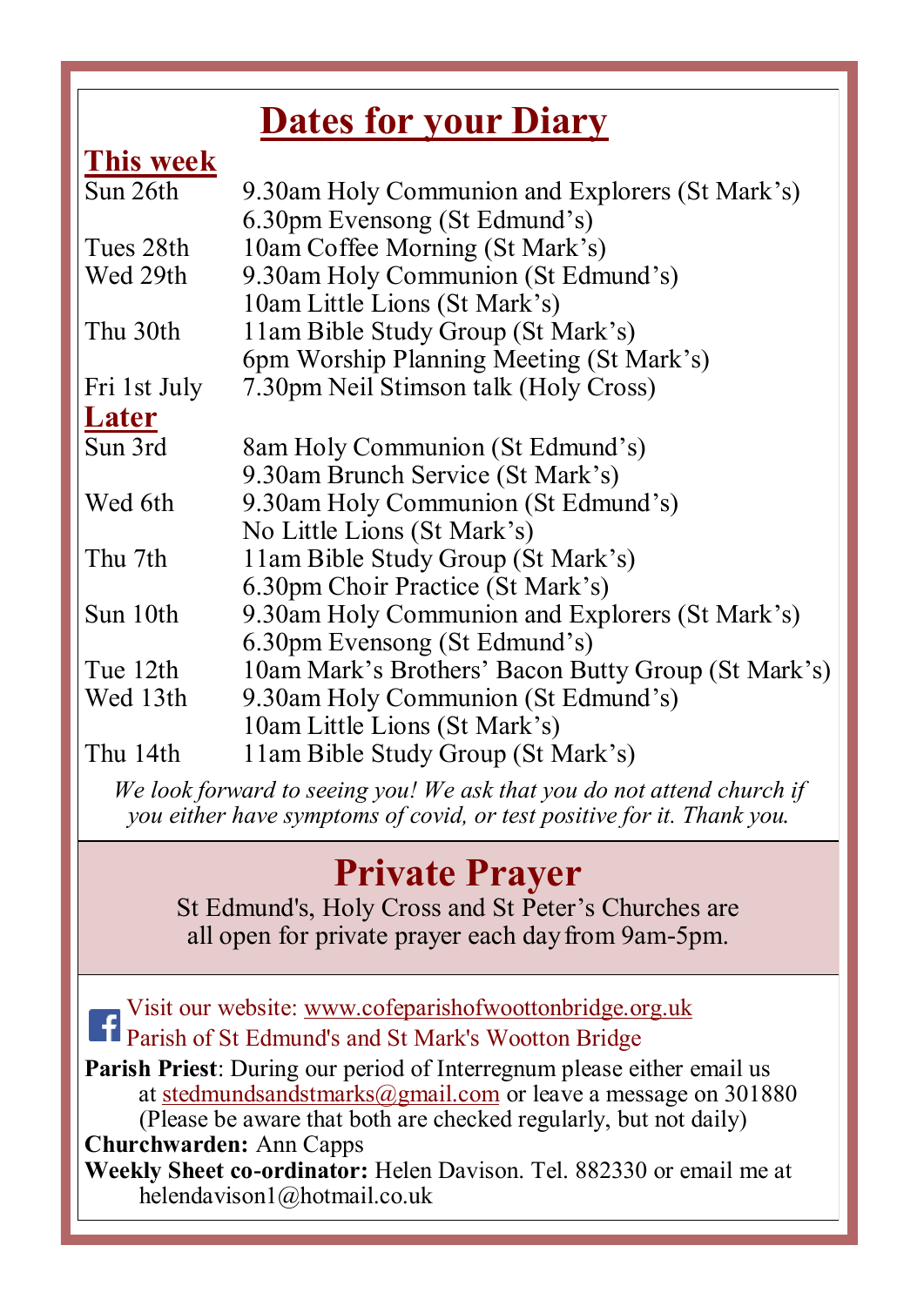# Dates for your Diary

## This week

| | |
|---|---|
| Sun 26th | 9.30am Holy Communion and Explorers (St Mark's) |
| | 6.30pm Evensong (St Edmund's) |
| Tues 28th | 10am Coffee Morning (St Mark's) |
| Wed 29th | 9.30am Holy Communion (St Edmund's) |
| | 10am Little Lions (St Mark's) |
| Thu 30th | 11am Bible Study Group (St Mark's) |
| | 6pm Worship Planning Meeting (St Mark's) |
| Fri 1st July | 7.30pm Neil Stimson talk (Holy Cross) |

## Later

| | |
|---|---|
| Sun 3rd | 8am Holy Communion (St Edmund's) |
| | 9.30am Brunch Service (St Mark's) |
| Wed 6th | 9.30am Holy Communion (St Edmund's) |
| | No Little Lions (St Mark's) |
| Thu 7th | 11am Bible Study Group (St Mark's) |
| | 6.30pm Choir Practice (St Mark's) |
| Sun 10th | 9.30am Holy Communion and Explorers (St Mark's) |
| | 6.30pm Evensong (St Edmund's) |
| Tue 12th | 10am Mark's Brothers' Bacon Butty Group (St Mark's) |
| Wed 13th | 9.30am Holy Communion (St Edmund's) |
| | 10am Little Lions (St Mark's) |
| Thu 14th | 11am Bible Study Group (St Mark's) |

*We look forward to seeing you! We ask that you do not attend church if you either have symptoms of covid, or test positive for it. Thank you.*

# Private Prayer

St Edmund's, Holy Cross and St Peter's Churches are all open for private prayer each day from 9am-5pm.

Visit our website: www.cofeparishofwoottonbridge.org.uk
Parish of St Edmund's and St Mark's Wootton Bridge

**Parish Priest**: During our period of Interregnum please either email us at stedmundsandstmarks@gmail.com or leave a message on 301880 (Please be aware that both are checked regularly, but not daily)

**Churchwarden:** Ann Capps

**Weekly Sheet co-ordinator:** Helen Davison. Tel. 882330 or email me at helendavison1@hotmail.co.uk